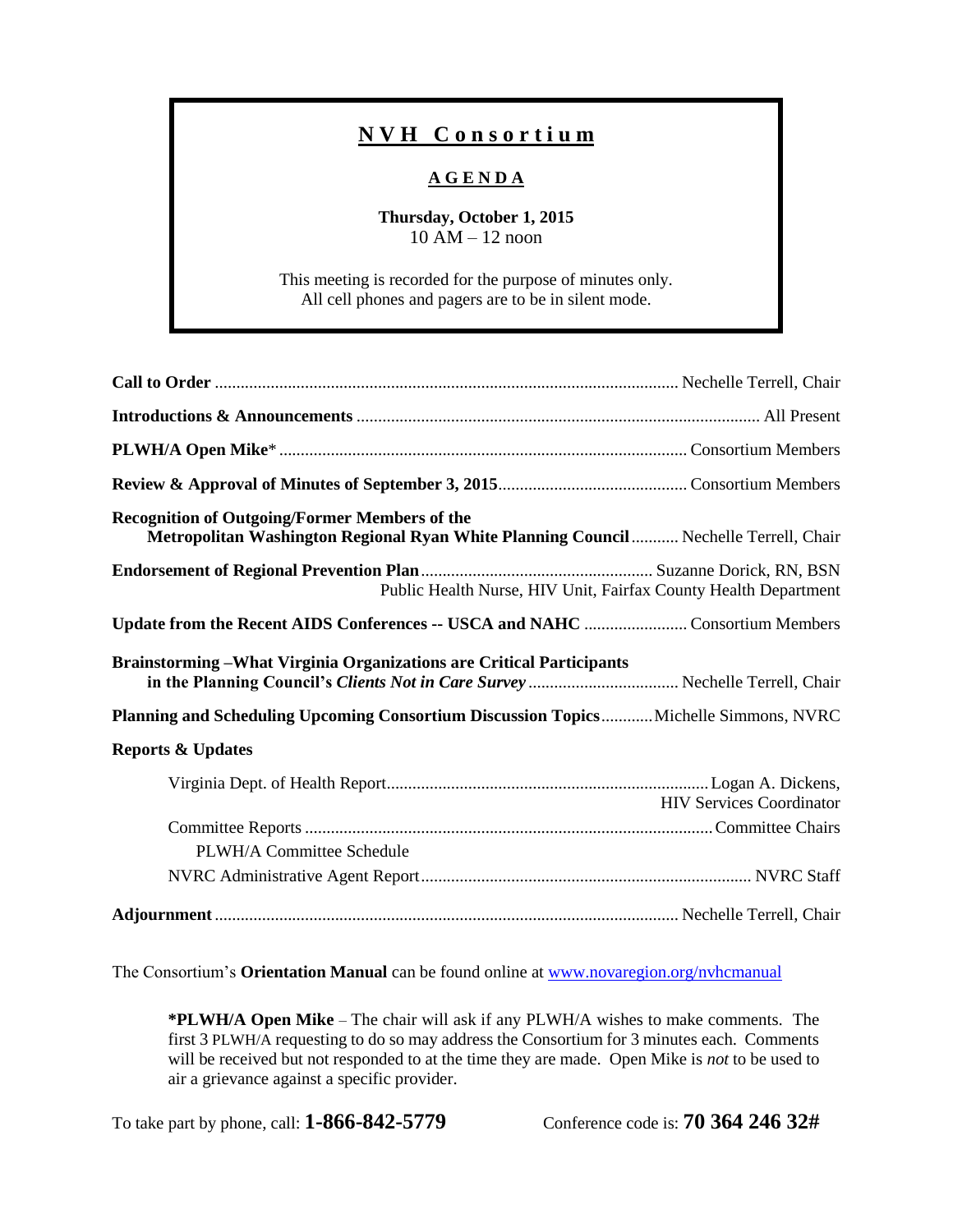# N V H   C o n s o r t i u m

## A G E N D A

**Thursday, October 1, 2015**
10 AM – 12 noon

This meeting is recorded for the purpose of minutes only.
All cell phones and pagers are to be in silent mode.

**Call to Order** .......... Nechelle Terrell, Chair

**Introductions & Announcements** .......... All Present

**PLWH/A Open Mike*** .......... Consortium Members

**Review & Approval of Minutes of September 3, 2015** .......... Consortium Members

**Recognition of Outgoing/Former Members of the Metropolitan Washington Regional Ryan White Planning Council** .......... Nechelle Terrell, Chair

**Endorsement of Regional Prevention Plan** .......... Suzanne Dorick, RN, BSN
Public Health Nurse, HIV Unit, Fairfax County Health Department

**Update from the Recent AIDS Conferences -- USCA and NAHC** .......... Consortium Members

**Brainstorming –What Virginia Organizations are Critical Participants in the Planning Council's *Clients Not in Care Survey*** .......... Nechelle Terrell, Chair

**Planning and Scheduling Upcoming Consortium Discussion Topics** .......... Michelle Simmons, NVRC

**Reports & Updates**

- Virginia Dept. of Health Report .......... Logan A. Dickens, HIV Services Coordinator
- Committee Reports .......... Committee Chairs
  - PLWH/A Committee Schedule
- NVRC Administrative Agent Report .......... NVRC Staff

**Adjournment** .......... Nechelle Terrell, Chair

The Consortium's **Orientation Manual** can be found online at [www.novaregion.org/nvhcmanual](www.novaregion.org/nvhcmanual)

> ***PLWH/A Open Mike** – The chair will ask if any PLWH/A wishes to make comments. The first 3 PLWH/A requesting to do so may address the Consortium for 3 minutes each. Comments will be received but not responded to at the time they are made. Open Mike is *not* to be used to air a grievance against a specific provider.

To take part by phone, call: **1-866-842-5779**    Conference code is: **70 364 246 32#**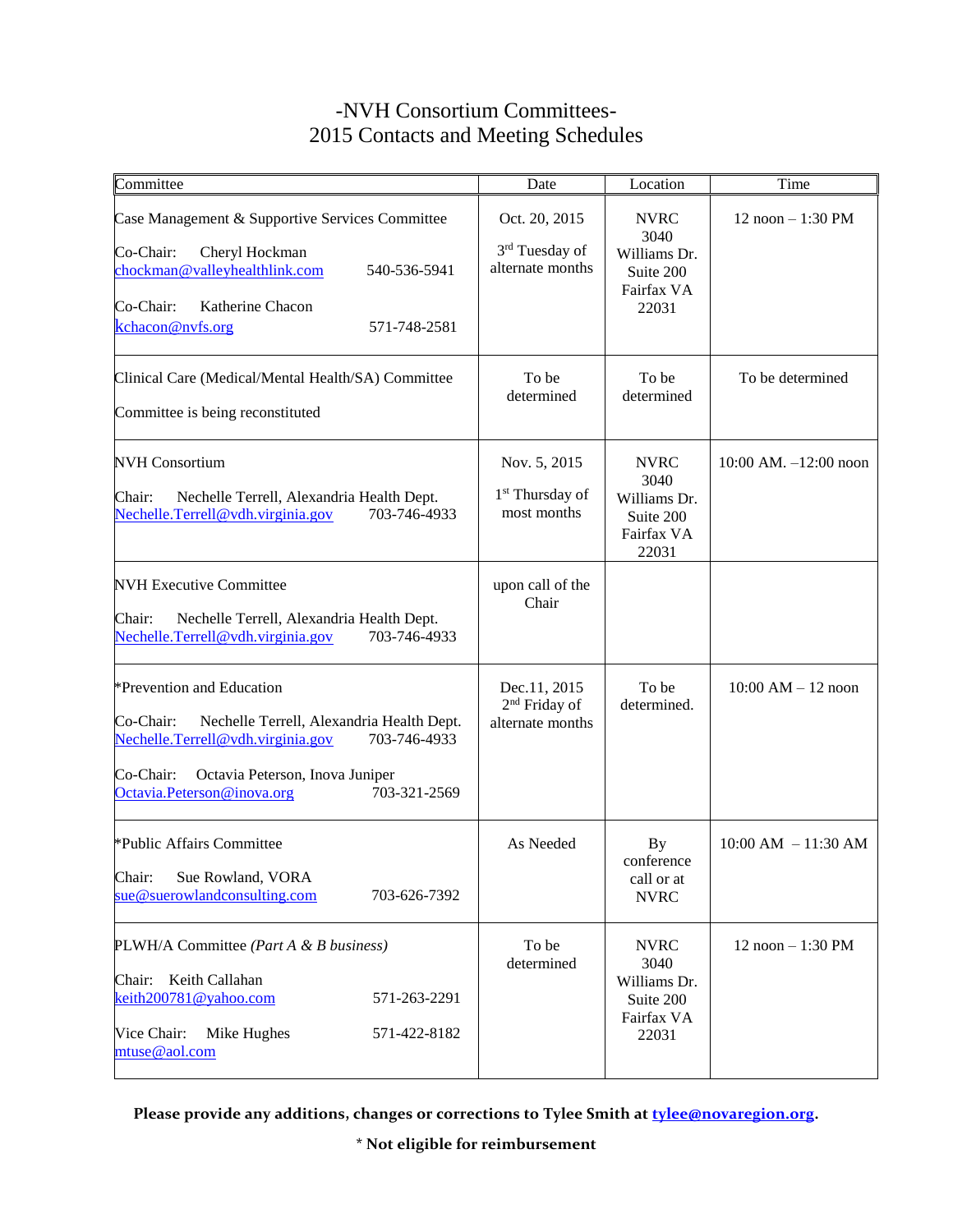# -NVH Consortium Committees-
## 2015 Contacts and Meeting Schedules

| Committee | Date | Location | Time |
|---|---|---|---|
| Case Management & Supportive Services Committee<br><br>Co-Chair: Cheryl Hockman<br>chockman@valleyhealthlink.com 540-536-5941<br><br>Co-Chair: Katherine Chacon<br>kchacon@nvfs.org 571-748-2581 | Oct. 20, 2015<br>3rd Tuesday of alternate months | NVRC<br>3040 Williams Dr.<br>Suite 200<br>Fairfax VA 22031 | 12 noon – 1:30 PM |
| Clinical Care (Medical/Mental Health/SA) Committee<br><br>Committee is being reconstituted | To be determined | To be determined | To be determined |
| NVH Consortium<br><br>Chair: Nechelle Terrell, Alexandria Health Dept.<br>Nechelle.Terrell@vdh.virginia.gov 703-746-4933 | Nov. 5, 2015<br>1st Thursday of most months | NVRC<br>3040 Williams Dr.<br>Suite 200<br>Fairfax VA 22031 | 10:00 AM. –12:00 noon |
| NVH Executive Committee<br><br>Chair: Nechelle Terrell, Alexandria Health Dept.<br>Nechelle.Terrell@vdh.virginia.gov 703-746-4933 | upon call of the Chair | | |
| *Prevention and Education<br><br>Co-Chair: Nechelle Terrell, Alexandria Health Dept.<br>Nechelle.Terrell@vdh.virginia.gov 703-746-4933<br><br>Co-Chair: Octavia Peterson, Inova Juniper<br>Octavia.Peterson@inova.org 703-321-2569 | Dec.11, 2015<br>2nd Friday of alternate months | To be determined. | 10:00 AM – 12 noon |
| *Public Affairs Committee<br><br>Chair: Sue Rowland, VORA<br>sue@suerowlandconsulting.com 703-626-7392 | As Needed | By conference call or at NVRC | 10:00 AM – 11:30 AM |
| PLWH/A Committee *(Part A & B business)*<br><br>Chair: Keith Callahan<br>keith200781@yahoo.com 571-263-2291<br><br>Vice Chair: Mike Hughes 571-422-8182<br>mtuse@aol.com | To be determined | NVRC<br>3040 Williams Dr.<br>Suite 200<br>Fairfax VA 22031 | 12 noon – 1:30 PM |

**Please provide any additions, changes or corrections to Tylee Smith at tylee@novaregion.org.**

**\* Not eligible for reimbursement**